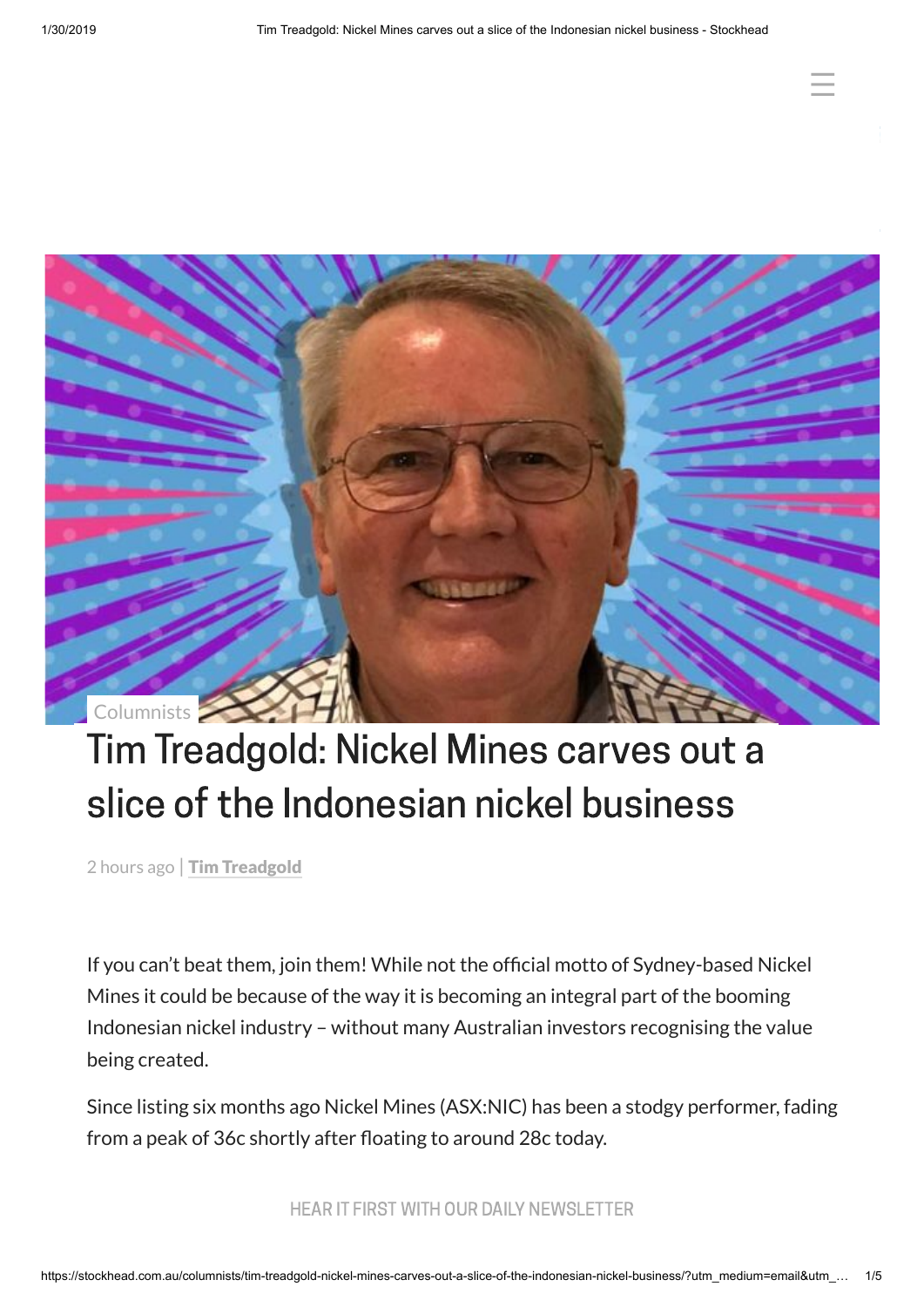Columnists

# Tim Treadgold: Nickel Mines carves out a slice of the Indonesian nickel business

2 hours ago | **Tim Treadgold**

If you can't beat them, join them! While not the official motto of Sydney-based Nickel Mines it could be because of the way it is becoming an integral part of the booming Indonesian nickel industry – without many Australian investors recognising the value being created.

Since listing six months ago Nickel Mines (ASX:NIC) has been a stodgy performer, fading from a peak of 36c shortly after floating to around 28c today.

HEAR IT FIRST WITH OUR DAILY NEWSLETTER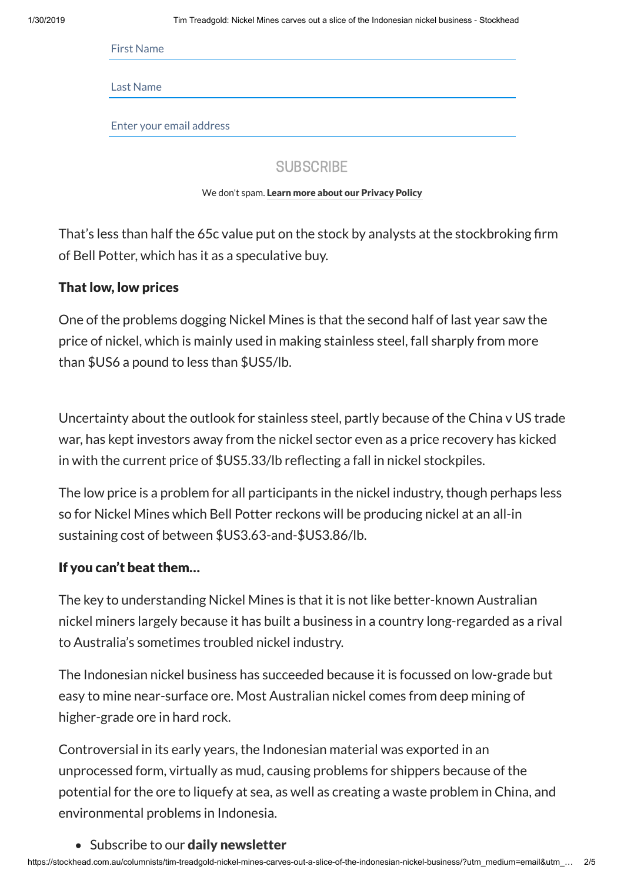First Name

Last Name

Enter your email address

SUBSCRIBE

We don't spam. **Learn more about our Privacy Policy**

That's less than half the 65c value put on the stock by analysts at the stockbroking firm of Bell Potter, which has it as a speculative buy.

### That low, low prices

One of the problems dogging Nickel Mines is that the second half of last year saw the price of nickel, which is mainly used in making stainless steel, fall sharply from more than $US6 a pound to less than $US5/lb.

Uncertainty about the outlook for stainless steel, partly because of the China v US trade war, has kept investors away from the nickel sector even as a price recovery has kicked in with the current price of $US5.33/lb reflecting a fall in nickel stockpiles.

The low price is a problem for all participants in the nickel industry, though perhaps less so for Nickel Mines which Bell Potter reckons will be producing nickel at an all-in sustaining cost of between $US3.63-and-$US3.86/lb.

### If you can't beat them…

The key to understanding Nickel Mines is that it is not like better-known Australian nickel miners largely because it has built a business in a country long-regarded as a rival to Australia's sometimes troubled nickel industry.

The Indonesian nickel business has succeeded because it is focussed on low-grade but easy to mine near-surface ore. Most Australian nickel comes from deep mining of higher-grade ore in hard rock.

Controversial in its early years, the Indonesian material was exported in an unprocessed form, virtually as mud, causing problems for shippers because of the potential for the ore to liquefy at sea, as well as creating a waste problem in China, and environmental problems in Indonesia.

- Subscribe to our **daily newsletter**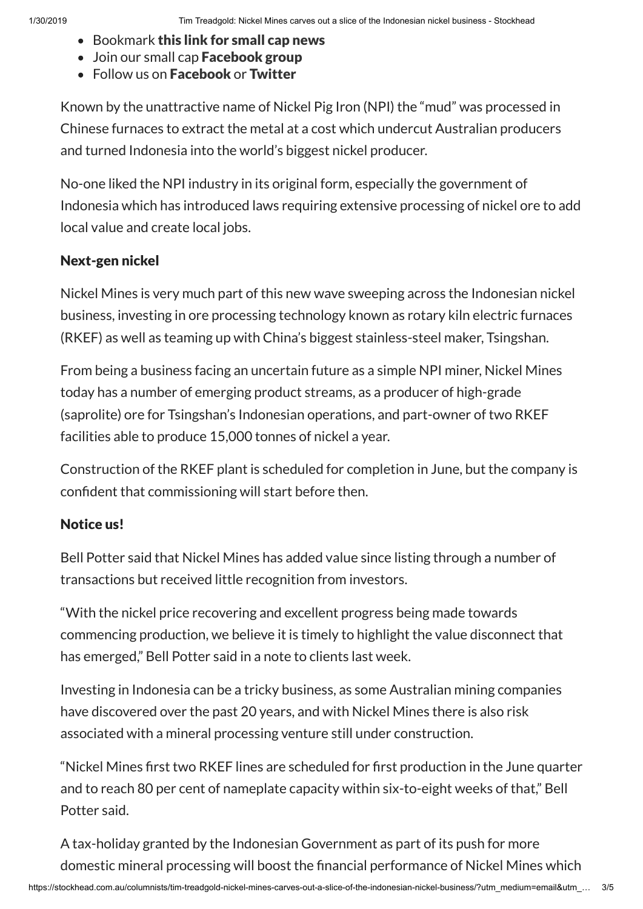- Bookmark **this link for small cap news**
- Join our small cap **Facebook group**
- Follow us on **Facebook** or **Twitter**

Known by the unattractive name of Nickel Pig Iron (NPI) the "mud" was processed in Chinese furnaces to extract the metal at a cost which undercut Australian producers and turned Indonesia into the world's biggest nickel producer.

No-one liked the NPI industry in its original form, especially the government of Indonesia which has introduced laws requiring extensive processing of nickel ore to add local value and create local jobs.

### Next-gen nickel

Nickel Mines is very much part of this new wave sweeping across the Indonesian nickel business, investing in ore processing technology known as rotary kiln electric furnaces (RKEF) as well as teaming up with China's biggest stainless-steel maker, Tsingshan.

From being a business facing an uncertain future as a simple NPI miner, Nickel Mines today has a number of emerging product streams, as a producer of high-grade (saprolite) ore for Tsingshan's Indonesian operations, and part-owner of two RKEF facilities able to produce 15,000 tonnes of nickel a year.

Construction of the RKEF plant is scheduled for completion in June, but the company is confident that commissioning will start before then.

### Notice us!

Bell Potter said that Nickel Mines has added value since listing through a number of transactions but received little recognition from investors.

"With the nickel price recovering and excellent progress being made towards commencing production, we believe it is timely to highlight the value disconnect that has emerged," Bell Potter said in a note to clients last week.

Investing in Indonesia can be a tricky business, as some Australian mining companies have discovered over the past 20 years, and with Nickel Mines there is also risk associated with a mineral processing venture still under construction.

"Nickel Mines first two RKEF lines are scheduled for first production in the June quarter and to reach 80 per cent of nameplate capacity within six-to-eight weeks of that," Bell Potter said.

A tax-holiday granted by the Indonesian Government as part of its push for more domestic mineral processing will boost the financial performance of Nickel Mines which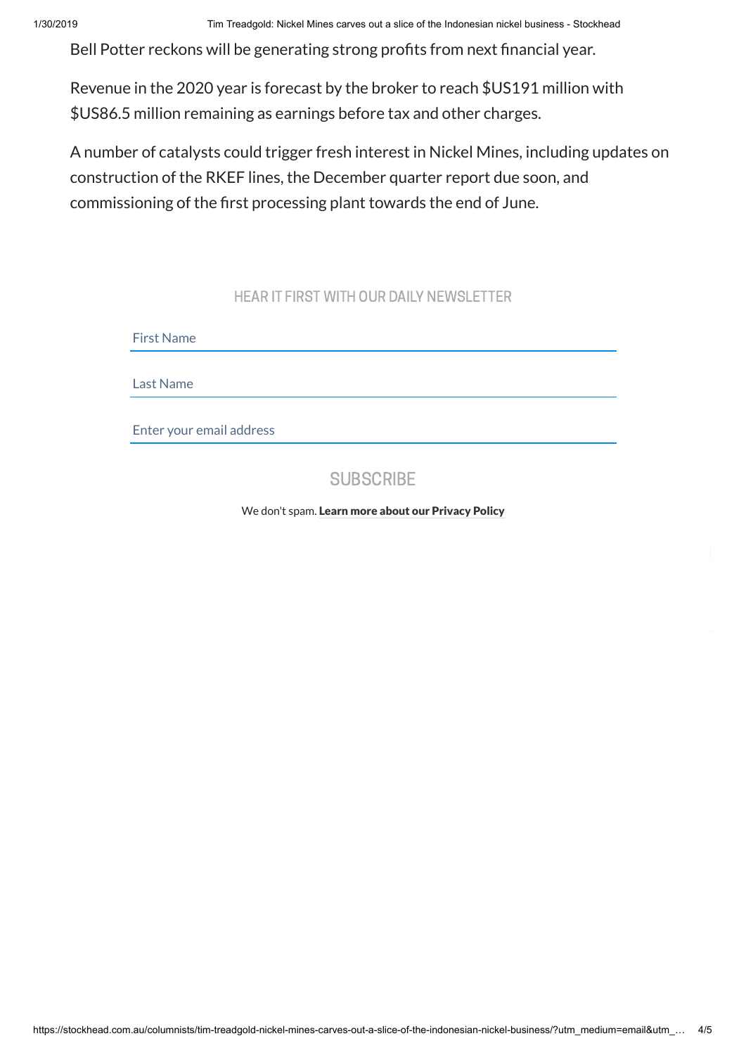Bell Potter reckons will be generating strong profits from next financial year.

Revenue in the 2020 year is forecast by the broker to reach $US191 million with $US86.5 million remaining as earnings before tax and other charges.

A number of catalysts could trigger fresh interest in Nickel Mines, including updates on construction of the RKEF lines, the December quarter report due soon, and commissioning of the first processing plant towards the end of June.

HEAR IT FIRST WITH OUR DAILY NEWSLETTER

First Name

Last Name

Enter your email address

SUBSCRIBE

We don't spam. **Learn more about our Privacy Policy**